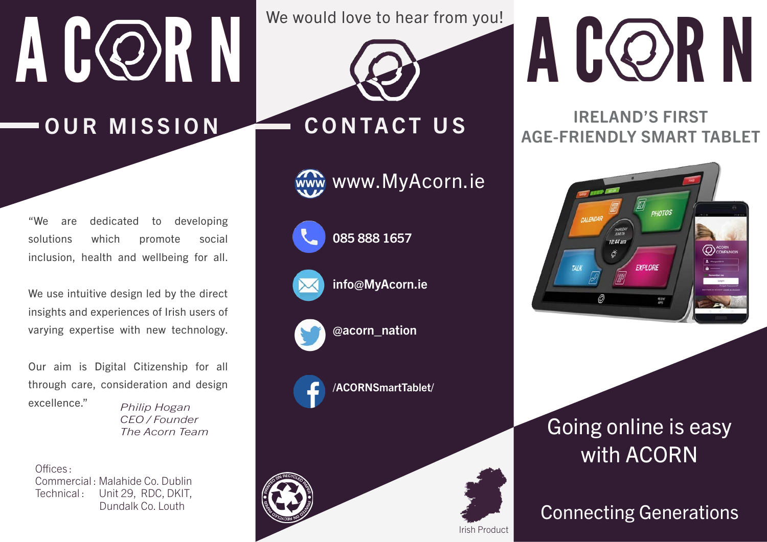# ACORN

## OUR MISSION

"We are dedicated to developing solutions which promote social inclusion, health and wellbeing for all.

We use intuitive design led by the direct insights and experiences of Irish users of varying expertise with new technology.

Our aim is Digital Citizenship for all through care, consideration and design excellence."

*Philip Hogan*
*CEO / Founder*
*The Acorn Team*

Offices:
Commercial: Malahide Co. Dublin
Technical: Unit 29, RDC, DKIT, Dundalk Co. Louth

We would love to hear from you!

## CONTACT US

www.MyAcorn.ie

**085 888 1657**

**info@MyAcorn.ie**

**@acorn_nation**

**/ACORNSmartTablet/**

PRINTED ON RECYCLED PAPER

Irish Product

# ACORN

### IRELAND'S FIRST AGE-FRIENDLY SMART TABLET

Going online is easy with ACORN

Connecting Generations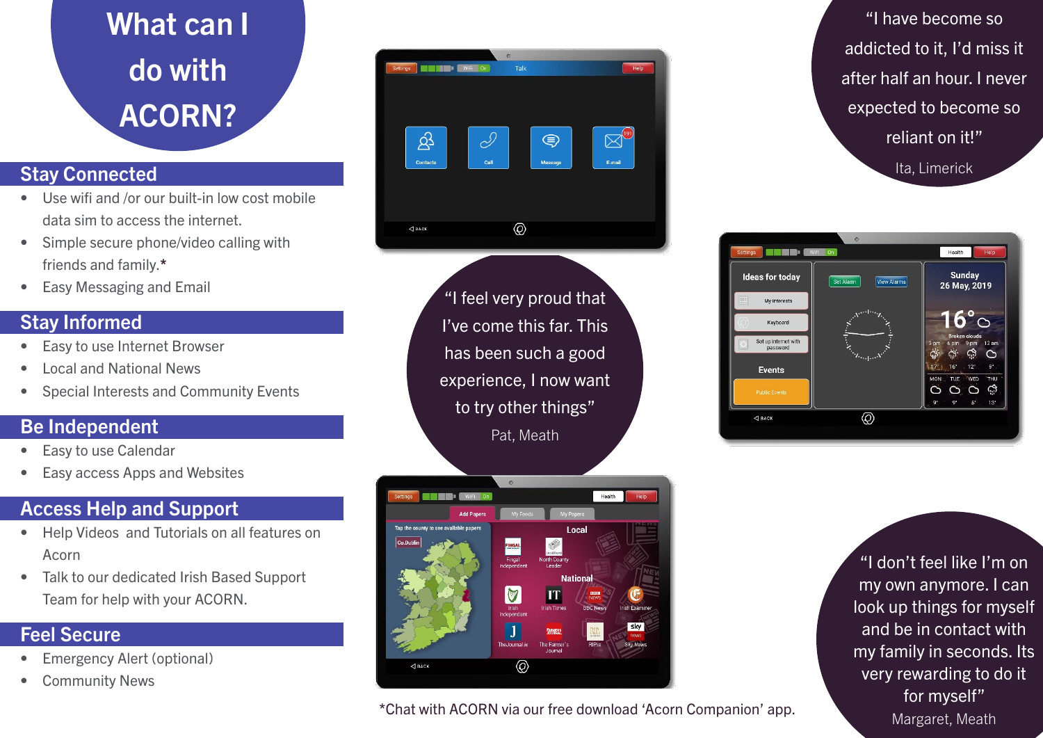# What can I do with ACORN?

## Stay Connected

- Use wifi and /or our built-in low cost mobile data sim to access the internet.
- Simple secure phone/video calling with friends and family.*
- Easy Messaging and Email

## Stay Informed

- Easy to use Internet Browser
- Local and National News
- Special Interests and Community Events

## Be Independent

- Easy to use Calendar
- Easy access Apps and Websites

## Access Help and Support

- Help Videos and Tutorials on all features on Acorn
- Talk to our dedicated Irish Based Support Team for help with your ACORN.

## Feel Secure

- Emergency Alert (optional)
- Community News

"I have become so addicted to it, I'd miss it after half an hour. I never expected to become so reliant on it!"

Ita, Limerick

"I feel very proud that I've come this far. This has been such a good experience, I now want to try other things"

Pat, Meath

"I don't feel like I'm on my own anymore. I can look up things for myself and be in contact with my family in seconds. Its very rewarding to do it for myself"

Margaret, Meath

*Chat with ACORN via our free download 'Acorn Companion' app.